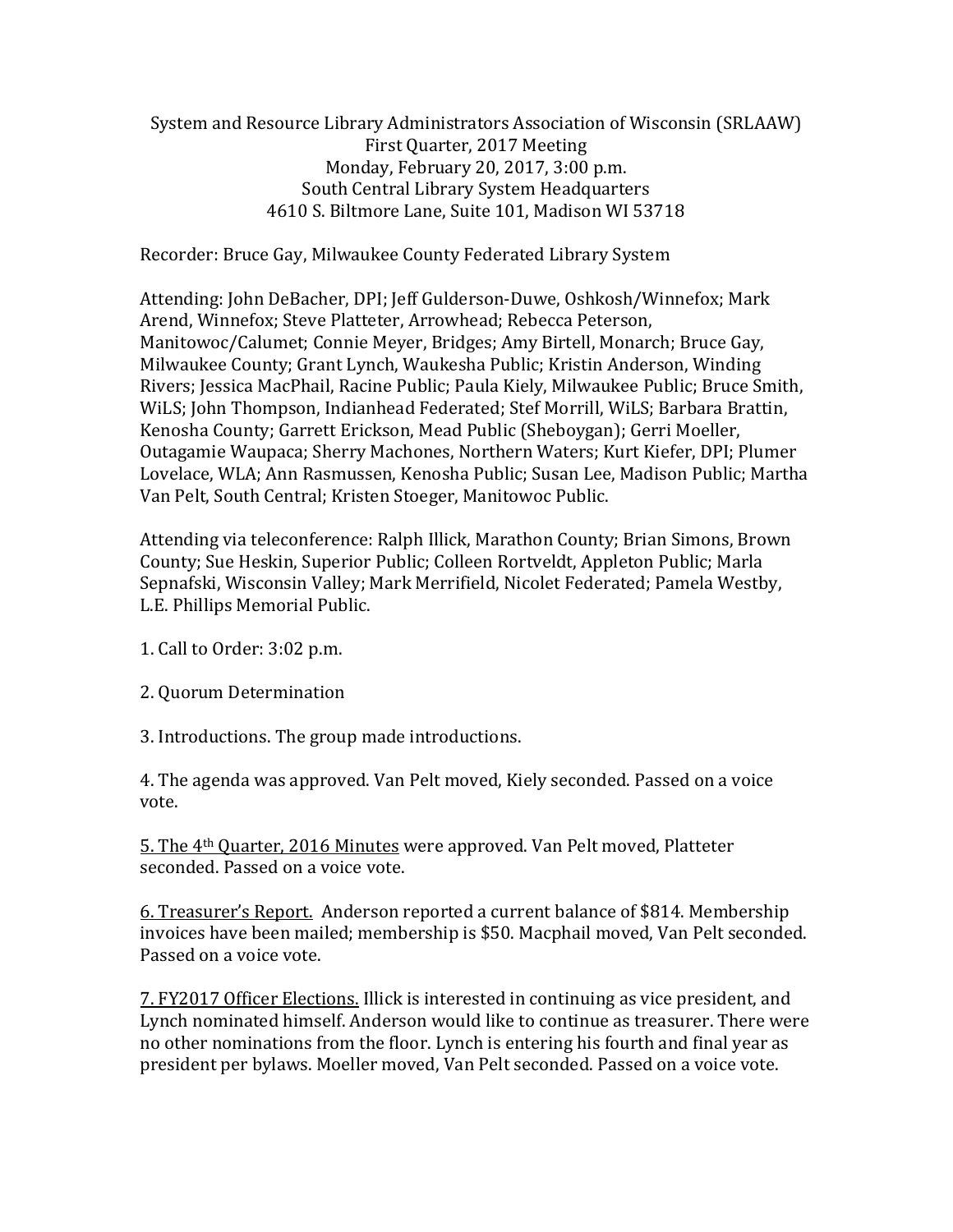System and Resource Library Administrators Association of Wisconsin (SRLAAW)
First Quarter, 2017 Meeting
Monday, February 20, 2017, 3:00 p.m.
South Central Library System Headquarters
4610 S. Biltmore Lane, Suite 101, Madison WI 53718

Recorder: Bruce Gay, Milwaukee County Federated Library System

Attending: John DeBacher, DPI; Jeff Gulderson-Duwe, Oshkosh/Winnefox; Mark Arend, Winnefox; Steve Platteter, Arrowhead; Rebecca Peterson, Manitowoc/Calumet; Connie Meyer, Bridges; Amy Birtell, Monarch; Bruce Gay, Milwaukee County; Grant Lynch, Waukesha Public; Kristin Anderson, Winding Rivers; Jessica MacPhail, Racine Public; Paula Kiely, Milwaukee Public; Bruce Smith, WiLS; John Thompson, Indianhead Federated; Stef Morrill, WiLS; Barbara Brattin, Kenosha County; Garrett Erickson, Mead Public (Sheboygan); Gerri Moeller, Outagamie Waupaca; Sherry Machones, Northern Waters; Kurt Kiefer, DPI; Plumer Lovelace, WLA; Ann Rasmussen, Kenosha Public; Susan Lee, Madison Public; Martha Van Pelt, South Central; Kristen Stoeger, Manitowoc Public.

Attending via teleconference: Ralph Illick, Marathon County; Brian Simons, Brown County; Sue Heskin, Superior Public; Colleen Rortveldt, Appleton Public; Marla Sepnafski, Wisconsin Valley; Mark Merrifield, Nicolet Federated; Pamela Westby, L.E. Phillips Memorial Public.

1. Call to Order: 3:02 p.m.

2. Quorum Determination

3. Introductions. The group made introductions.

4. The agenda was approved. Van Pelt moved, Kiely seconded. Passed on a voice vote.

5. The 4th Quarter, 2016 Minutes were approved. Van Pelt moved, Platteter seconded. Passed on a voice vote.

6. Treasurer's Report. Anderson reported a current balance of $814. Membership invoices have been mailed; membership is $50. Macphail moved, Van Pelt seconded. Passed on a voice vote.

7. FY2017 Officer Elections. Illick is interested in continuing as vice president, and Lynch nominated himself. Anderson would like to continue as treasurer. There were no other nominations from the floor. Lynch is entering his fourth and final year as president per bylaws. Moeller moved, Van Pelt seconded. Passed on a voice vote.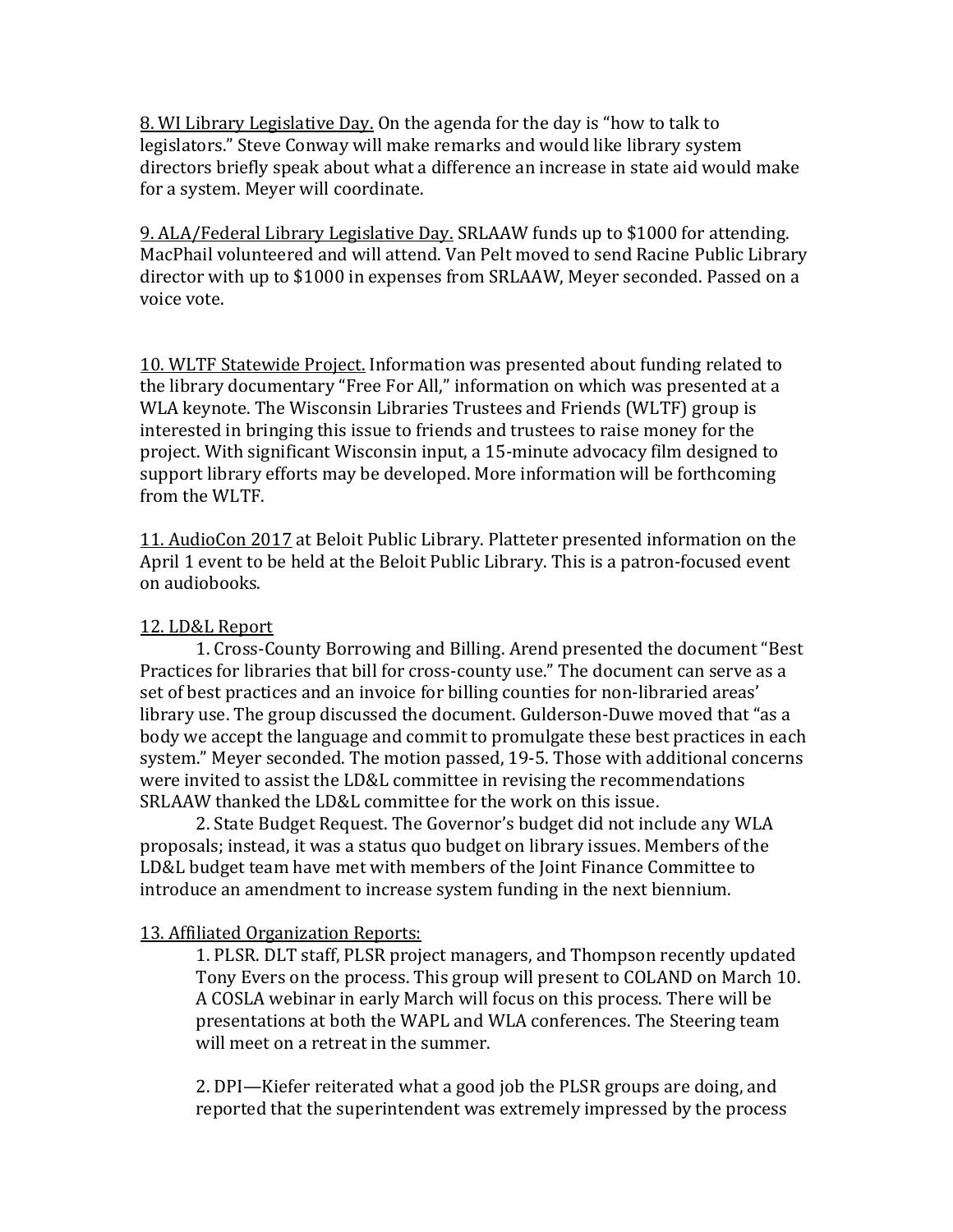8. WI Library Legislative Day. On the agenda for the day is "how to talk to legislators." Steve Conway will make remarks and would like library system directors briefly speak about what a difference an increase in state aid would make for a system. Meyer will coordinate.

9. ALA/Federal Library Legislative Day. SRLAAW funds up to $1000 for attending. MacPhail volunteered and will attend. Van Pelt moved to send Racine Public Library director with up to $1000 in expenses from SRLAAW, Meyer seconded. Passed on a voice vote.

10. WLTF Statewide Project. Information was presented about funding related to the library documentary "Free For All," information on which was presented at a WLA keynote. The Wisconsin Libraries Trustees and Friends (WLTF) group is interested in bringing this issue to friends and trustees to raise money for the project. With significant Wisconsin input, a 15-minute advocacy film designed to support library efforts may be developed. More information will be forthcoming from the WLTF.

11. AudioCon 2017 at Beloit Public Library. Platteter presented information on the April 1 event to be held at the Beloit Public Library. This is a patron-focused event on audiobooks.

12. LD&L Report

1. Cross-County Borrowing and Billing. Arend presented the document "Best Practices for libraries that bill for cross-county use." The document can serve as a set of best practices and an invoice for billing counties for non-libraried areas' library use. The group discussed the document. Gulderson-Duwe moved that "as a body we accept the language and commit to promulgate these best practices in each system." Meyer seconded. The motion passed, 19-5. Those with additional concerns were invited to assist the LD&L committee in revising the recommendations SRLAAW thanked the LD&L committee for the work on this issue.

2. State Budget Request. The Governor's budget did not include any WLA proposals; instead, it was a status quo budget on library issues. Members of the LD&L budget team have met with members of the Joint Finance Committee to introduce an amendment to increase system funding in the next biennium.

13. Affiliated Organization Reports:

1. PLSR. DLT staff, PLSR project managers, and Thompson recently updated Tony Evers on the process. This group will present to COLAND on March 10. A COSLA webinar in early March will focus on this process. There will be presentations at both the WAPL and WLA conferences. The Steering team will meet on a retreat in the summer.

2. DPI—Kiefer reiterated what a good job the PLSR groups are doing, and reported that the superintendent was extremely impressed by the process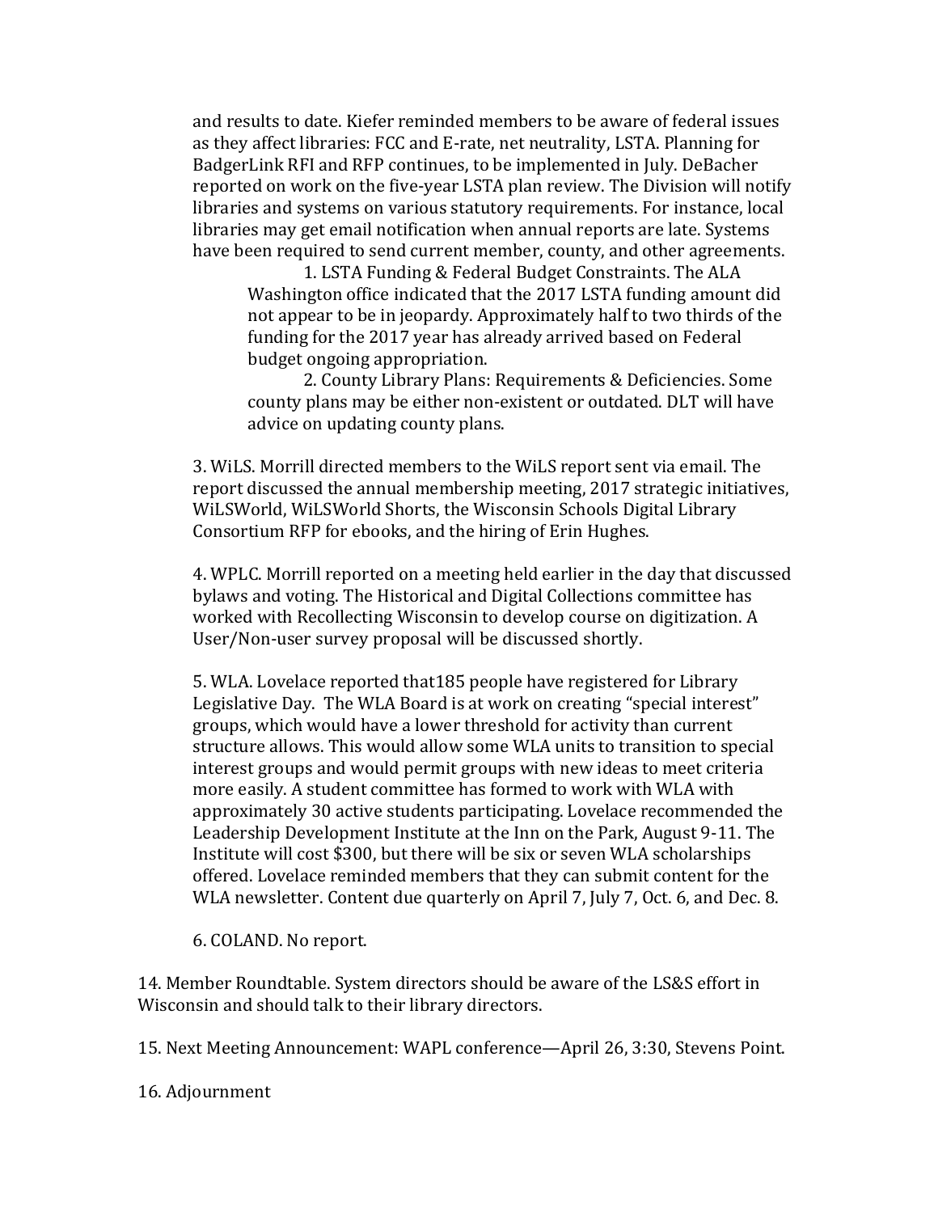and results to date. Kiefer reminded members to be aware of federal issues as they affect libraries: FCC and E-rate, net neutrality, LSTA. Planning for BadgerLink RFI and RFP continues, to be implemented in July. DeBacher reported on work on the five-year LSTA plan review. The Division will notify libraries and systems on various statutory requirements. For instance, local libraries may get email notification when annual reports are late. Systems have been required to send current member, county, and other agreements.

1. LSTA Funding & Federal Budget Constraints. The ALA Washington office indicated that the 2017 LSTA funding amount did not appear to be in jeopardy. Approximately half to two thirds of the funding for the 2017 year has already arrived based on Federal budget ongoing appropriation.

2. County Library Plans: Requirements & Deficiencies. Some county plans may be either non-existent or outdated. DLT will have advice on updating county plans.

3. WiLS. Morrill directed members to the WiLS report sent via email. The report discussed the annual membership meeting, 2017 strategic initiatives, WiLSWorld, WiLSWorld Shorts, the Wisconsin Schools Digital Library Consortium RFP for ebooks, and the hiring of Erin Hughes.

4. WPLC. Morrill reported on a meeting held earlier in the day that discussed bylaws and voting. The Historical and Digital Collections committee has worked with Recollecting Wisconsin to develop course on digitization. A User/Non-user survey proposal will be discussed shortly.

5. WLA. Lovelace reported that185 people have registered for Library Legislative Day. The WLA Board is at work on creating "special interest" groups, which would have a lower threshold for activity than current structure allows. This would allow some WLA units to transition to special interest groups and would permit groups with new ideas to meet criteria more easily. A student committee has formed to work with WLA with approximately 30 active students participating. Lovelace recommended the Leadership Development Institute at the Inn on the Park, August 9-11. The Institute will cost $300, but there will be six or seven WLA scholarships offered. Lovelace reminded members that they can submit content for the WLA newsletter. Content due quarterly on April 7, July 7, Oct. 6, and Dec. 8.

6. COLAND. No report.

14. Member Roundtable. System directors should be aware of the LS&S effort in Wisconsin and should talk to their library directors.

15. Next Meeting Announcement: WAPL conference—April 26, 3:30, Stevens Point.

16. Adjournment